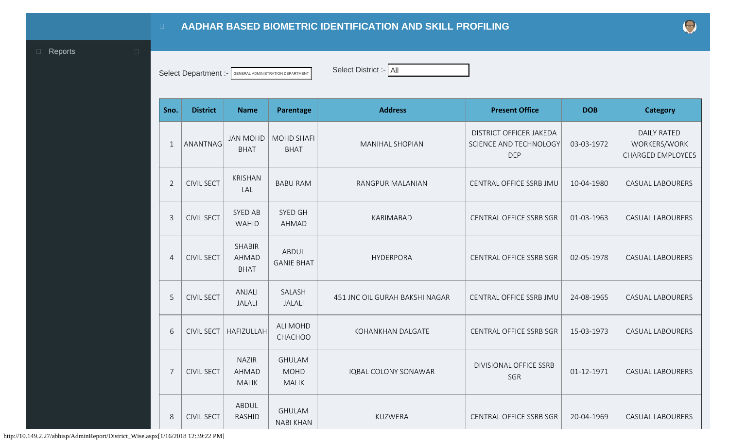# AADHAR BASED BIOMETRIC IDENTIFICATION AND SKILL PROFILING

Reports

Select Department :- GENERAL ADMINISTRATION DEPARTMENT

Select District :- All

| Sno. | District | Name | Parentage | Address | Present Office | DOB | Category |
|---|---|---|---|---|---|---|---|
| 1 | ANANTNAG | JAN MOHD BHAT | MOHD SHAFI BHAT | MANIHAL SHOPIAN | DISTRICT OFFICER JAKEDA SCIENCE AND TECHNOLOGY DEP | 03-03-1972 | DAILY RATED WORKERS/WORK CHARGED EMPLOYEES |
| 2 | CIVIL SECT | KRISHAN LAL | BABU RAM | RANGPUR MALANIAN | CENTRAL OFFICE SSRB JMU | 10-04-1980 | CASUAL LABOURERS |
| 3 | CIVIL SECT | SYED AB WAHID | SYED GH AHMAD | KARIMABAD | CENTRAL OFFICE SSRB SGR | 01-03-1963 | CASUAL LABOURERS |
| 4 | CIVIL SECT | SHABIR AHMAD BHAT | ABDUL GANIE BHAT | HYDERPORA | CENTRAL OFFICE SSRB SGR | 02-05-1978 | CASUAL LABOURERS |
| 5 | CIVIL SECT | ANJALI JALALI | SALASH JALALI | 451 JNC OIL GURAH BAKSHI NAGAR | CENTRAL OFFICE SSRB JMU | 24-08-1965 | CASUAL LABOURERS |
| 6 | CIVIL SECT | HAFIZULLAH | ALI MOHD CHACHOO | KOHANKHAN DALGATE | CENTRAL OFFICE SSRB SGR | 15-03-1973 | CASUAL LABOURERS |
| 7 | CIVIL SECT | NAZIR AHMAD MALIK | GHULAM MOHD MALIK | IQBAL COLONY SONAWAR | DIVISIONAL OFFICE SSRB SGR | 01-12-1971 | CASUAL LABOURERS |
| 8 | CIVIL SECT | ABDUL RASHID | GHULAM NABI KHAN | KUZWERA | CENTRAL OFFICE SSRB SGR | 20-04-1969 | CASUAL LABOURERS |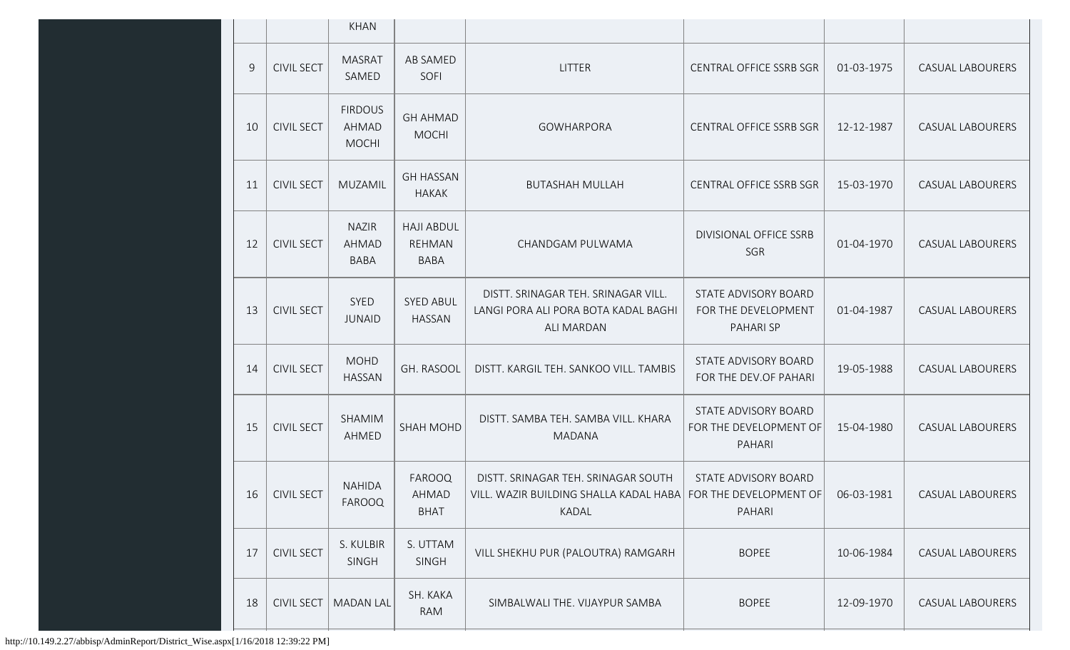| | | KHAN | | | | | |
|---|---|---|---|---|---|---|---|
| 9 | CIVIL SECT | MASRAT SAMED | AB SAMED SOFI | LITTER | CENTRAL OFFICE SSRB SGR | 01-03-1975 | CASUAL LABOURERS |
| 10 | CIVIL SECT | FIRDOUS AHMAD MOCHI | GH AHMAD MOCHI | GOWHARPORA | CENTRAL OFFICE SSRB SGR | 12-12-1987 | CASUAL LABOURERS |
| 11 | CIVIL SECT | MUZAMIL | GH HASSAN HAKAK | BUTASHAH MULLAH | CENTRAL OFFICE SSRB SGR | 15-03-1970 | CASUAL LABOURERS |
| 12 | CIVIL SECT | NAZIR AHMAD BABA | HAJI ABDUL REHMAN BABA | CHANDGAM PULWAMA | DIVISIONAL OFFICE SSRB SGR | 01-04-1970 | CASUAL LABOURERS |
| 13 | CIVIL SECT | SYED JUNAID | SYED ABUL HASSAN | DISTT. SRINAGAR TEH. SRINAGAR VILL. LANGI PORA ALI PORA BOTA KADAL BAGHI ALI MARDAN | STATE ADVISORY BOARD FOR THE DEVELOPMENT PAHARI SP | 01-04-1987 | CASUAL LABOURERS |
| 14 | CIVIL SECT | MOHD HASSAN | GH. RASOOL | DISTT. KARGIL TEH. SANKOO VILL. TAMBIS | STATE ADVISORY BOARD FOR THE DEV.OF PAHARI | 19-05-1988 | CASUAL LABOURERS |
| 15 | CIVIL SECT | SHAMIM AHMED | SHAH MOHD | DISTT. SAMBA TEH. SAMBA VILL. KHARA MADANA | STATE ADVISORY BOARD FOR THE DEVELOPMENT OF PAHARI | 15-04-1980 | CASUAL LABOURERS |
| 16 | CIVIL SECT | NAHIDA FAROOQ | FAROOQ AHMAD BHAT | DISTT. SRINAGAR TEH. SRINAGAR SOUTH VILL. WAZIR BUILDING SHALLA KADAL HABA KADAL | STATE ADVISORY BOARD FOR THE DEVELOPMENT OF PAHARI | 06-03-1981 | CASUAL LABOURERS |
| 17 | CIVIL SECT | S. KULBIR SINGH | S. UTTAM SINGH | VILL SHEKHU PUR (PALOUTRA) RAMGARH | BOPEE | 10-06-1984 | CASUAL LABOURERS |
| 18 | CIVIL SECT | MADAN LAL | SH. KAKA RAM | SIMBALWALI THE. VIJAYPUR SAMBA | BOPEE | 12-09-1970 | CASUAL LABOURERS |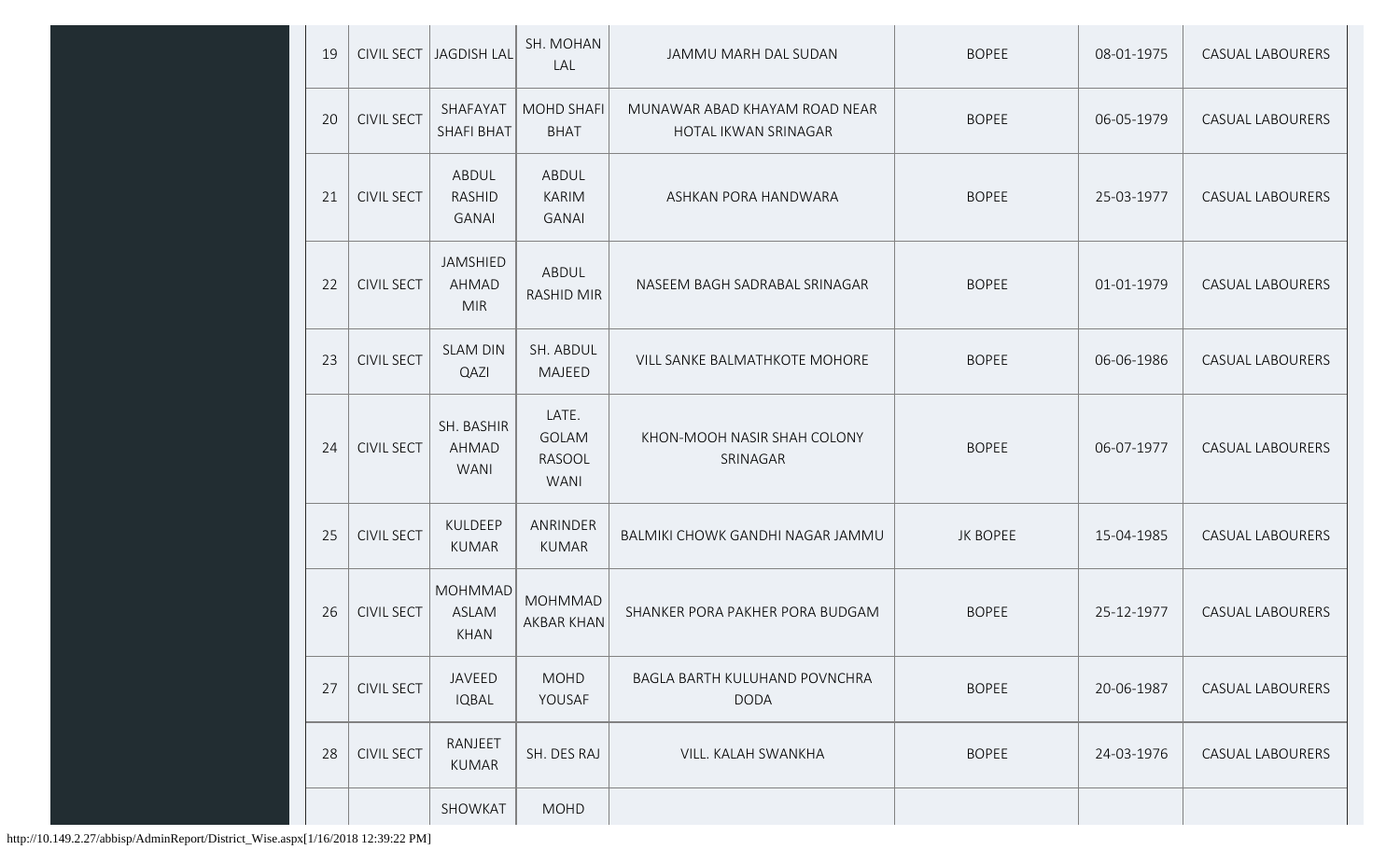| 19 | CIVIL SECT | JAGDISH LAL | SH. MOHAN LAL | JAMMU MARH DAL SUDAN | BOPEE | 08-01-1975 | CASUAL LABOURERS |
|---|---|---|---|---|---|---|---|
| 20 | CIVIL SECT | SHAFAYAT SHAFI BHAT | MOHD SHAFI BHAT | MUNAWAR ABAD KHAYAM ROAD NEAR HOTAL IKWAN SRINAGAR | BOPEE | 06-05-1979 | CASUAL LABOURERS |
| 21 | CIVIL SECT | ABDUL RASHID GANAI | ABDUL KARIM GANAI | ASHKAN PORA HANDWARA | BOPEE | 25-03-1977 | CASUAL LABOURERS |
| 22 | CIVIL SECT | JAMSHIED AHMAD MIR | ABDUL RASHID MIR | NASEEM BAGH SADRABAL SRINAGAR | BOPEE | 01-01-1979 | CASUAL LABOURERS |
| 23 | CIVIL SECT | SLAM DIN QAZI | SH. ABDUL MAJEED | VILL SANKE BALMATHKOTE MOHORE | BOPEE | 06-06-1986 | CASUAL LABOURERS |
| 24 | CIVIL SECT | SH. BASHIR AHMAD WANI | LATE. GOLAM RASOOL WANI | KHON-MOOH NASIR SHAH COLONY SRINAGAR | BOPEE | 06-07-1977 | CASUAL LABOURERS |
| 25 | CIVIL SECT | KULDEEP KUMAR | ANRINDER KUMAR | BALMIKI CHOWK GANDHI NAGAR JAMMU | JK BOPEE | 15-04-1985 | CASUAL LABOURERS |
| 26 | CIVIL SECT | MOHMMAD ASLAM KHAN | MOHMMAD AKBAR KHAN | SHANKER PORA PAKHER PORA BUDGAM | BOPEE | 25-12-1977 | CASUAL LABOURERS |
| 27 | CIVIL SECT | JAVEED IQBAL | MOHD YOUSAF | BAGLA BARTH KULUHAND POVNCHRA DODA | BOPEE | 20-06-1987 | CASUAL LABOURERS |
| 28 | CIVIL SECT | RANJEET KUMAR | SH. DES RAJ | VILL. KALAH SWANKHA | BOPEE | 24-03-1976 | CASUAL LABOURERS |
| | | SHOWKAT | MOHD | | | | |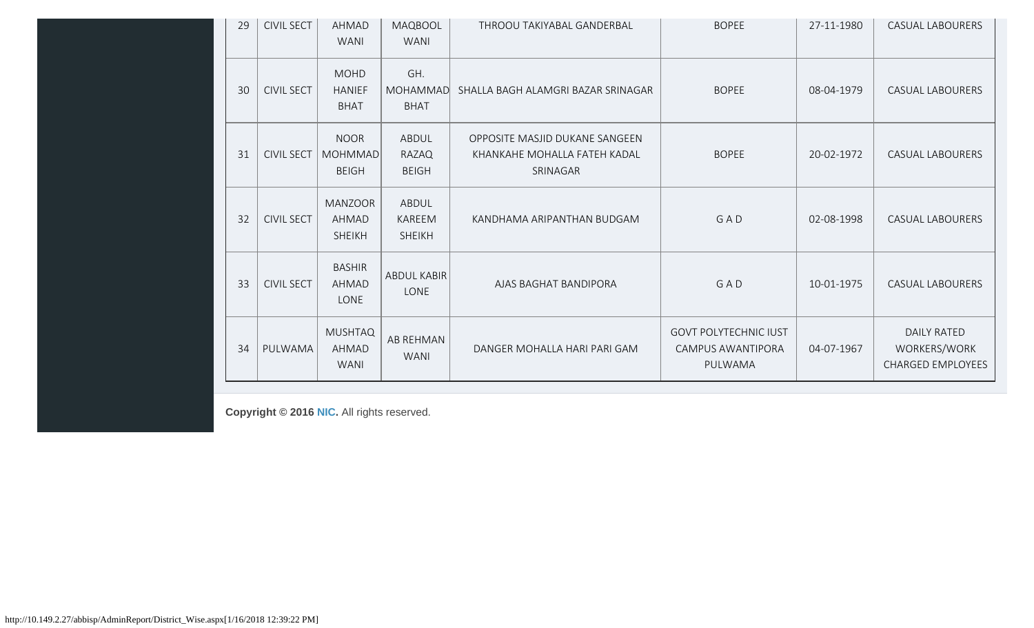| | | | | | | | |
|---|---|---|---|---|---|---|---|
| 29 | CIVIL SECT | AHMAD WANI | MAQBOOL WANI | THROOU TAKIYABAL GANDERBAL | BOPEE | 27-11-1980 | CASUAL LABOURERS |
| 30 | CIVIL SECT | MOHD HANIEF BHAT | GH. MOHAMMAD BHAT | SHALLA BAGH ALAMGRI BAZAR SRINAGAR | BOPEE | 08-04-1979 | CASUAL LABOURERS |
| 31 | CIVIL SECT | NOOR MOHMMAD BEIGH | ABDUL RAZAQ BEIGH | OPPOSITE MASJID DUKANE SANGEEN KHANKAHE MOHALLA FATEH KADAL SRINAGAR | BOPEE | 20-02-1972 | CASUAL LABOURERS |
| 32 | CIVIL SECT | MANZOOR AHMAD SHEIKH | ABDUL KAREEM SHEIKH | KANDHAMA ARIPANTHAN BUDGAM | G A D | 02-08-1998 | CASUAL LABOURERS |
| 33 | CIVIL SECT | BASHIR AHMAD LONE | ABDUL KABIR LONE | AJAS BAGHAT BANDIPORA | G A D | 10-01-1975 | CASUAL LABOURERS |
| 34 | PULWAMA | MUSHTAQ AHMAD WANI | AB REHMAN WANI | DANGER MOHALLA HARI PARI GAM | GOVT POLYTECHNIC IUST CAMPUS AWANTIPORA PULWAMA | 04-07-1967 | DAILY RATED WORKERS/WORK CHARGED EMPLOYEES |

**Copyright © 2016 NIC.** All rights reserved.